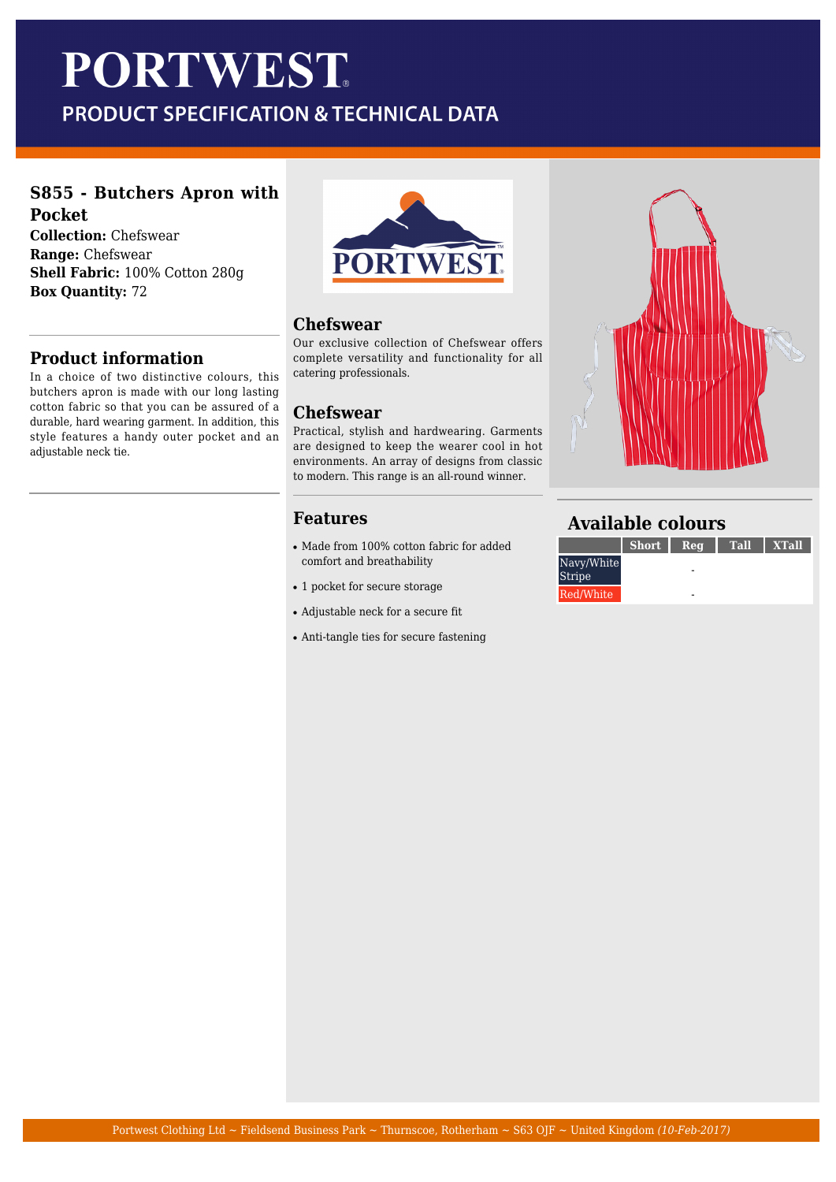# PORTWEST

## PRODUCT SPECIFICATION & TECHNICAL DATA

### S855 - Butchers Apron with Pocket

**Collection:** Chefswear
**Range:** Chefswear
**Shell Fabric:** 100% Cotton 280g
**Box Quantity:** 72

### Product information

In a choice of two distinctive colours, this butchers apron is made with our long lasting cotton fabric so that you can be assured of a durable, hard wearing garment. In addition, this style features a handy outer pocket and an adjustable neck tie.

### Chefswear

Our exclusive collection of Chefswear offers complete versatility and functionality for all catering professionals.

### Chefswear

Practical, stylish and hardwearing. Garments are designed to keep the wearer cool in hot environments. An array of designs from classic to modern. This range is an all-round winner.

### Features

- Made from 100% cotton fabric for added comfort and breathability
- 1 pocket for secure storage
- Adjustable neck for a secure fit
- Anti-tangle ties for secure fastening

### Available colours

| | Short | Reg | Tall | XTall |
|---|---|---|---|---|
| Navy/White Stripe | | - | | |
| Red/White | | - | | |

Portwest Clothing Ltd ~ Fieldsend Business Park ~ Thurnscoe, Rotherham ~ S63 0JF ~ United Kingdom *(10-Feb-2017)*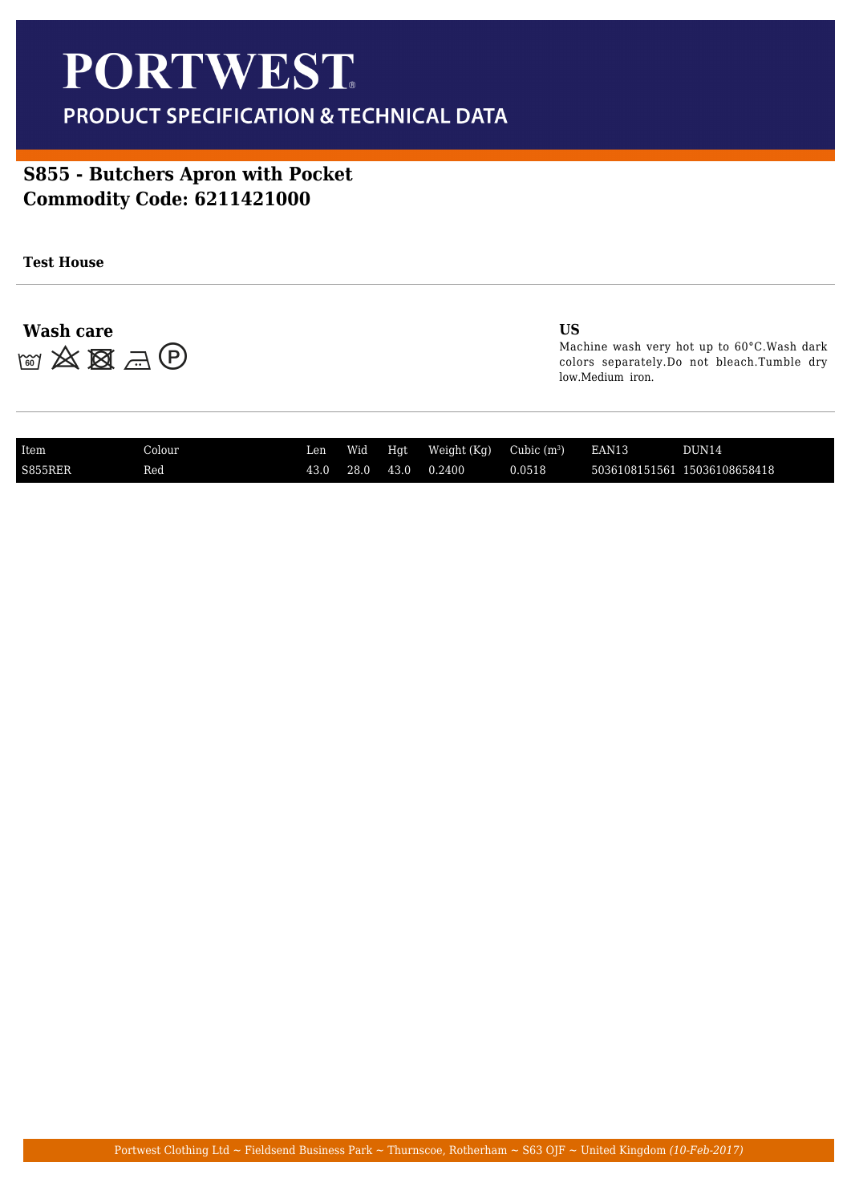# PORTWEST

## PRODUCT SPECIFICATION & TECHNICAL DATA

## S855 - Butchers Apron with Pocket
## Commodity Code: 6211421000

**Test House**

### Wash care

### US

Machine wash very hot up to 60°C.Wash dark colors separately.Do not bleach.Tumble dry low.Medium iron.

| Item | Colour | Len | Wid | Hgt | Weight (Kg) | Cubic ($m^3$) | EAN13 | DUN14 |
|---|---|---|---|---|---|---|---|---|
| S855RER | Red | 43.0 | 28.0 | 43.0 | 0.2400 | 0.0518 | 5036108151561 | 15036108658418 |

Portwest Clothing Ltd ~ Fieldsend Business Park ~ Thurnscoe, Rotherham ~ S63 0JF ~ United Kingdom *(10-Feb-2017)*